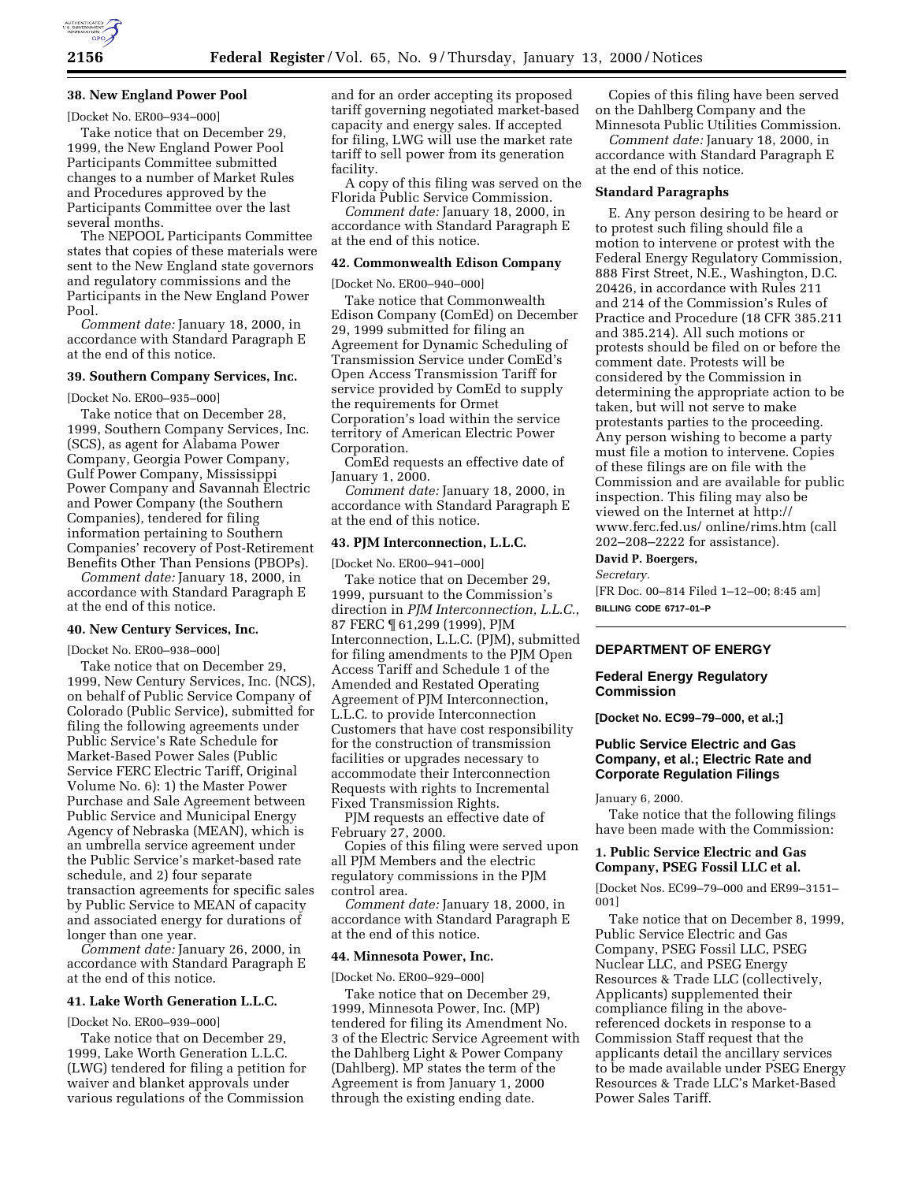**38. New England Power Pool**

[Docket No. ER00–934–000]

Take notice that on December 29, 1999, the New England Power Pool Participants Committee submitted changes to a number of Market Rules and Procedures approved by the Participants Committee over the last several months.

The NEPOOL Participants Committee states that copies of these materials were sent to the New England state governors and regulatory commissions and the Participants in the New England Power Pool.

*Comment date:* January 18, 2000, in accordance with Standard Paragraph E at the end of this notice.

**39. Southern Company Services, Inc.**

[Docket No. ER00–935–000]

Take notice that on December 28, 1999, Southern Company Services, Inc. (SCS), as agent for Alabama Power Company, Georgia Power Company, Gulf Power Company, Mississippi Power Company and Savannah Electric and Power Company (the Southern Companies), tendered for filing information pertaining to Southern Companies' recovery of Post-Retirement Benefits Other Than Pensions (PBOPs).

*Comment date:* January 18, 2000, in accordance with Standard Paragraph E at the end of this notice.

**40. New Century Services, Inc.**

[Docket No. ER00–938–000]

Take notice that on December 29, 1999, New Century Services, Inc. (NCS), on behalf of Public Service Company of Colorado (Public Service), submitted for filing the following agreements under Public Service's Rate Schedule for Market-Based Power Sales (Public Service FERC Electric Tariff, Original Volume No. 6): 1) the Master Power Purchase and Sale Agreement between Public Service and Municipal Energy Agency of Nebraska (MEAN), which is an umbrella service agreement under the Public Service's market-based rate schedule, and 2) four separate transaction agreements for specific sales by Public Service to MEAN of capacity and associated energy for durations of longer than one year.

*Comment date:* January 26, 2000, in accordance with Standard Paragraph E at the end of this notice.

**41. Lake Worth Generation L.L.C.**

[Docket No. ER00–939–000]

Take notice that on December 29, 1999, Lake Worth Generation L.L.C. (LWG) tendered for filing a petition for waiver and blanket approvals under various regulations of the Commission and for an order accepting its proposed tariff governing negotiated market-based capacity and energy sales. If accepted for filing, LWG will use the market rate tariff to sell power from its generation facility.

A copy of this filing was served on the Florida Public Service Commission.

*Comment date:* January 18, 2000, in accordance with Standard Paragraph E at the end of this notice.

**42. Commonwealth Edison Company**

[Docket No. ER00–940–000]

Take notice that Commonwealth Edison Company (ComEd) on December 29, 1999 submitted for filing an Agreement for Dynamic Scheduling of Transmission Service under ComEd's Open Access Transmission Tariff for service provided by ComEd to supply the requirements for Ormet Corporation's load within the service territory of American Electric Power Corporation.

ComEd requests an effective date of January 1, 2000.

*Comment date:* January 18, 2000, in accordance with Standard Paragraph E at the end of this notice.

**43. PJM Interconnection, L.L.C.**

[Docket No. ER00–941–000]

Take notice that on December 29, 1999, pursuant to the Commission's direction in *PJM Interconnection, L.L.C.*, 87 FERC ¶ 61,299 (1999), PJM Interconnection, L.L.C. (PJM), submitted for filing amendments to the PJM Open Access Tariff and Schedule 1 of the Amended and Restated Operating Agreement of PJM Interconnection, L.L.C. to provide Interconnection Customers that have cost responsibility for the construction of transmission facilities or upgrades necessary to accommodate their Interconnection Requests with rights to Incremental Fixed Transmission Rights.

PJM requests an effective date of February 27, 2000.

Copies of this filing were served upon all PJM Members and the electric regulatory commissions in the PJM control area.

*Comment date:* January 18, 2000, in accordance with Standard Paragraph E at the end of this notice.

**44. Minnesota Power, Inc.**

[Docket No. ER00–929–000]

Take notice that on December 29, 1999, Minnesota Power, Inc. (MP) tendered for filing its Amendment No. 3 of the Electric Service Agreement with the Dahlberg Light & Power Company (Dahlberg). MP states the term of the Agreement is from January 1, 2000 through the existing ending date.

Copies of this filing have been served on the Dahlberg Company and the Minnesota Public Utilities Commission.

*Comment date:* January 18, 2000, in accordance with Standard Paragraph E at the end of this notice.

**Standard Paragraphs**

E. Any person desiring to be heard or to protest such filing should file a motion to intervene or protest with the Federal Energy Regulatory Commission, 888 First Street, N.E., Washington, D.C. 20426, in accordance with Rules 211 and 214 of the Commission's Rules of Practice and Procedure (18 CFR 385.211 and 385.214). All such motions or protests should be filed on or before the comment date. Protests will be considered by the Commission in determining the appropriate action to be taken, but will not serve to make protestants parties to the proceeding. Any person wishing to become a party must file a motion to intervene. Copies of these filings are on file with the Commission and are available for public inspection. This filing may also be viewed on the Internet at http://www.ferc.fed.us/ online/rims.htm (call 202–208–2222 for assistance).

**David P. Boergers,**

*Secretary.*

[FR Doc. 00–814 Filed 1–12–00; 8:45 am]

**BILLING CODE 6717–01–P**

## DEPARTMENT OF ENERGY

### Federal Energy Regulatory Commission

**[Docket No. EC99–79–000, et al.;]**

### Public Service Electric and Gas Company, et al.; Electric Rate and Corporate Regulation Filings

January 6, 2000.

Take notice that the following filings have been made with the Commission:

**1. Public Service Electric and Gas Company, PSEG Fossil LLC et al.**

[Docket Nos. EC99–79–000 and ER99–3151–001]

Take notice that on December 8, 1999, Public Service Electric and Gas Company, PSEG Fossil LLC, PSEG Nuclear LLC, and PSEG Energy Resources & Trade LLC (collectively, Applicants) supplemented their compliance filing in the above-referenced dockets in response to a Commission Staff request that the applicants detail the ancillary services to be made available under PSEG Energy Resources & Trade LLC's Market-Based Power Sales Tariff.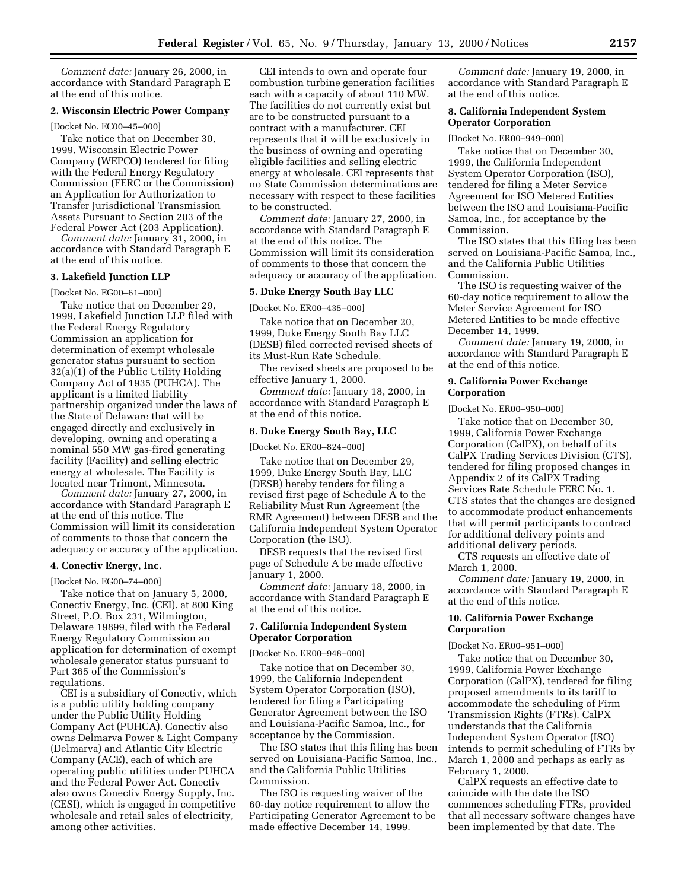*Comment date:* January 26, 2000, in accordance with Standard Paragraph E at the end of this notice.

**2. Wisconsin Electric Power Company**

[Docket No. EC00–45–000]

Take notice that on December 30, 1999, Wisconsin Electric Power Company (WEPCO) tendered for filing with the Federal Energy Regulatory Commission (FERC or the Commission) an Application for Authorization to Transfer Jurisdictional Transmission Assets Pursuant to Section 203 of the Federal Power Act (203 Application).

*Comment date:* January 31, 2000, in accordance with Standard Paragraph E at the end of this notice.

**3. Lakefield Junction LLP**

[Docket No. EG00–61–000]

Take notice that on December 29, 1999, Lakefield Junction LLP filed with the Federal Energy Regulatory Commission an application for determination of exempt wholesale generator status pursuant to section 32(a)(1) of the Public Utility Holding Company Act of 1935 (PUHCA). The applicant is a limited liability partnership organized under the laws of the State of Delaware that will be engaged directly and exclusively in developing, owning and operating a nominal 550 MW gas-fired generating facility (Facility) and selling electric energy at wholesale. The Facility is located near Trimont, Minnesota.

*Comment date:* January 27, 2000, in accordance with Standard Paragraph E at the end of this notice. The Commission will limit its consideration of comments to those that concern the adequacy or accuracy of the application.

**4. Conectiv Energy, Inc.**

[Docket No. EG00–74–000]

Take notice that on January 5, 2000, Conectiv Energy, Inc. (CEI), at 800 King Street, P.O. Box 231, Wilmington, Delaware 19899, filed with the Federal Energy Regulatory Commission an application for determination of exempt wholesale generator status pursuant to Part 365 of the Commission's regulations.

CEI is a subsidiary of Conectiv, which is a public utility holding company under the Public Utility Holding Company Act (PUHCA). Conectiv also owns Delmarva Power & Light Company (Delmarva) and Atlantic City Electric Company (ACE), each of which are operating public utilities under PUHCA and the Federal Power Act. Conectiv also owns Conectiv Energy Supply, Inc. (CESI), which is engaged in competitive wholesale and retail sales of electricity, among other activities.

CEI intends to own and operate four combustion turbine generation facilities each with a capacity of about 110 MW. The facilities do not currently exist but are to be constructed pursuant to a contract with a manufacturer. CEI represents that it will be exclusively in the business of owning and operating eligible facilities and selling electric energy at wholesale. CEI represents that no State Commission determinations are necessary with respect to these facilities to be constructed.

*Comment date:* January 27, 2000, in accordance with Standard Paragraph E at the end of this notice. The Commission will limit its consideration of comments to those that concern the adequacy or accuracy of the application.

**5. Duke Energy South Bay LLC**

[Docket No. ER00–435–000]

Take notice that on December 20, 1999, Duke Energy South Bay LLC (DESB) filed corrected revised sheets of its Must-Run Rate Schedule.

The revised sheets are proposed to be effective January 1, 2000.

*Comment date:* January 18, 2000, in accordance with Standard Paragraph E at the end of this notice.

**6. Duke Energy South Bay, LLC**

[Docket No. ER00–824–000]

Take notice that on December 29, 1999, Duke Energy South Bay, LLC (DESB) hereby tenders for filing a revised first page of Schedule A to the Reliability Must Run Agreement (the RMR Agreement) between DESB and the California Independent System Operator Corporation (the ISO).

DESB requests that the revised first page of Schedule A be made effective January 1, 2000.

*Comment date:* January 18, 2000, in accordance with Standard Paragraph E at the end of this notice.

**7. California Independent System Operator Corporation**

[Docket No. ER00–948–000]

Take notice that on December 30, 1999, the California Independent System Operator Corporation (ISO), tendered for filing a Participating Generator Agreement between the ISO and Louisiana-Pacific Samoa, Inc., for acceptance by the Commission.

The ISO states that this filing has been served on Louisiana-Pacific Samoa, Inc., and the California Public Utilities Commission.

The ISO is requesting waiver of the 60-day notice requirement to allow the Participating Generator Agreement to be made effective December 14, 1999.

*Comment date:* January 19, 2000, in accordance with Standard Paragraph E at the end of this notice.

**8. California Independent System Operator Corporation**

[Docket No. ER00–949–000]

Take notice that on December 30, 1999, the California Independent System Operator Corporation (ISO), tendered for filing a Meter Service Agreement for ISO Metered Entities between the ISO and Louisiana-Pacific Samoa, Inc., for acceptance by the Commission.

The ISO states that this filing has been served on Louisiana-Pacific Samoa, Inc., and the California Public Utilities Commission.

The ISO is requesting waiver of the 60-day notice requirement to allow the Meter Service Agreement for ISO Metered Entities to be made effective December 14, 1999.

*Comment date:* January 19, 2000, in accordance with Standard Paragraph E at the end of this notice.

**9. California Power Exchange Corporation**

[Docket No. ER00–950–000]

Take notice that on December 30, 1999, California Power Exchange Corporation (CalPX), on behalf of its CalPX Trading Services Division (CTS), tendered for filing proposed changes in Appendix 2 of its CalPX Trading Services Rate Schedule FERC No. 1. CTS states that the changes are designed to accommodate product enhancements that will permit participants to contract for additional delivery points and additional delivery periods.

CTS requests an effective date of March 1, 2000.

*Comment date:* January 19, 2000, in accordance with Standard Paragraph E at the end of this notice.

**10. California Power Exchange Corporation**

[Docket No. ER00–951–000]

Take notice that on December 30, 1999, California Power Exchange Corporation (CalPX), tendered for filing proposed amendments to its tariff to accommodate the scheduling of Firm Transmission Rights (FTRs). CalPX understands that the California Independent System Operator (ISO) intends to permit scheduling of FTRs by March 1, 2000 and perhaps as early as February 1, 2000.

CalPX requests an effective date to coincide with the date the ISO commences scheduling FTRs, provided that all necessary software changes have been implemented by that date. The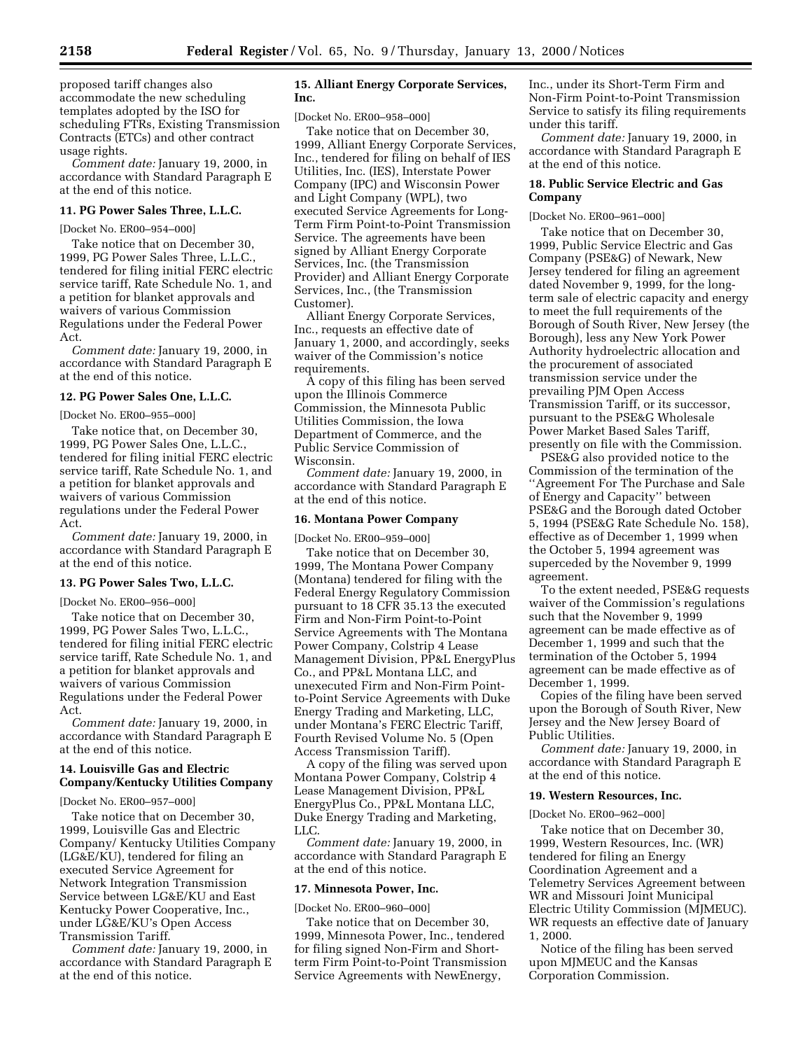proposed tariff changes also accommodate the new scheduling templates adopted by the ISO for scheduling FTRs, Existing Transmission Contracts (ETCs) and other contract usage rights.

*Comment date:* January 19, 2000, in accordance with Standard Paragraph E at the end of this notice.

### 11. PG Power Sales Three, L.L.C.

[Docket No. ER00–954–000]

Take notice that on December 30, 1999, PG Power Sales Three, L.L.C., tendered for filing initial FERC electric service tariff, Rate Schedule No. 1, and a petition for blanket approvals and waivers of various Commission Regulations under the Federal Power Act.

*Comment date:* January 19, 2000, in accordance with Standard Paragraph E at the end of this notice.

### 12. PG Power Sales One, L.L.C.

[Docket No. ER00–955–000]

Take notice that, on December 30, 1999, PG Power Sales One, L.L.C., tendered for filing initial FERC electric service tariff, Rate Schedule No. 1, and a petition for blanket approvals and waivers of various Commission regulations under the Federal Power Act.

*Comment date:* January 19, 2000, in accordance with Standard Paragraph E at the end of this notice.

### 13. PG Power Sales Two, L.L.C.

[Docket No. ER00–956–000]

Take notice that on December 30, 1999, PG Power Sales Two, L.L.C., tendered for filing initial FERC electric service tariff, Rate Schedule No. 1, and a petition for blanket approvals and waivers of various Commission Regulations under the Federal Power Act.

*Comment date:* January 19, 2000, in accordance with Standard Paragraph E at the end of this notice.

### 14. Louisville Gas and Electric Company/Kentucky Utilities Company

[Docket No. ER00–957–000]

Take notice that on December 30, 1999, Louisville Gas and Electric Company/ Kentucky Utilities Company (LG&E/KU), tendered for filing an executed Service Agreement for Network Integration Transmission Service between LG&E/KU and East Kentucky Power Cooperative, Inc., under LG&E/KU's Open Access Transmission Tariff.

*Comment date:* January 19, 2000, in accordance with Standard Paragraph E at the end of this notice.

### 15. Alliant Energy Corporate Services, Inc.

[Docket No. ER00–958–000]

Take notice that on December 30, 1999, Alliant Energy Corporate Services, Inc., tendered for filing on behalf of IES Utilities, Inc. (IES), Interstate Power Company (IPC) and Wisconsin Power and Light Company (WPL), two executed Service Agreements for Long-Term Firm Point-to-Point Transmission Service. The agreements have been signed by Alliant Energy Corporate Services, Inc. (the Transmission Provider) and Alliant Energy Corporate Services, Inc., (the Transmission Customer).

Alliant Energy Corporate Services, Inc., requests an effective date of January 1, 2000, and accordingly, seeks waiver of the Commission's notice requirements.

A copy of this filing has been served upon the Illinois Commerce Commission, the Minnesota Public Utilities Commission, the Iowa Department of Commerce, and the Public Service Commission of Wisconsin.

*Comment date:* January 19, 2000, in accordance with Standard Paragraph E at the end of this notice.

### 16. Montana Power Company

[Docket No. ER00–959–000]

Take notice that on December 30, 1999, The Montana Power Company (Montana) tendered for filing with the Federal Energy Regulatory Commission pursuant to 18 CFR 35.13 the executed Firm and Non-Firm Point-to-Point Service Agreements with The Montana Power Company, Colstrip 4 Lease Management Division, PP&L EnergyPlus Co., and PP&L Montana LLC, and unexecuted Firm and Non-Firm Point-to-Point Service Agreements with Duke Energy Trading and Marketing, LLC, under Montana's FERC Electric Tariff, Fourth Revised Volume No. 5 (Open Access Transmission Tariff).

A copy of the filing was served upon Montana Power Company, Colstrip 4 Lease Management Division, PP&L EnergyPlus Co., PP&L Montana LLC, Duke Energy Trading and Marketing, LLC.

*Comment date:* January 19, 2000, in accordance with Standard Paragraph E at the end of this notice.

### 17. Minnesota Power, Inc.

[Docket No. ER00–960–000]

Take notice that on December 30, 1999, Minnesota Power, Inc., tendered for filing signed Non-Firm and Short-term Firm Point-to-Point Transmission Service Agreements with NewEnergy, Inc., under its Short-Term Firm and Non-Firm Point-to-Point Transmission Service to satisfy its filing requirements under this tariff.

*Comment date:* January 19, 2000, in accordance with Standard Paragraph E at the end of this notice.

### 18. Public Service Electric and Gas Company

[Docket No. ER00–961–000]

Take notice that on December 30, 1999, Public Service Electric and Gas Company (PSE&G) of Newark, New Jersey tendered for filing an agreement dated November 9, 1999, for the long-term sale of electric capacity and energy to meet the full requirements of the Borough of South River, New Jersey (the Borough), less any New York Power Authority hydroelectric allocation and the procurement of associated transmission service under the prevailing PJM Open Access Transmission Tariff, or its successor, pursuant to the PSE&G Wholesale Power Market Based Sales Tariff, presently on file with the Commission.

PSE&G also provided notice to the Commission of the termination of the ''Agreement For The Purchase and Sale of Energy and Capacity'' between PSE&G and the Borough dated October 5, 1994 (PSE&G Rate Schedule No. 158), effective as of December 1, 1999 when the October 5, 1994 agreement was superceded by the November 9, 1999 agreement.

To the extent needed, PSE&G requests waiver of the Commission's regulations such that the November 9, 1999 agreement can be made effective as of December 1, 1999 and such that the termination of the October 5, 1994 agreement can be made effective as of December 1, 1999.

Copies of the filing have been served upon the Borough of South River, New Jersey and the New Jersey Board of Public Utilities.

*Comment date:* January 19, 2000, in accordance with Standard Paragraph E at the end of this notice.

### 19. Western Resources, Inc.

[Docket No. ER00–962–000]

Take notice that on December 30, 1999, Western Resources, Inc. (WR) tendered for filing an Energy Coordination Agreement and a Telemetry Services Agreement between WR and Missouri Joint Municipal Electric Utility Commission (MJMEUC). WR requests an effective date of January 1, 2000.

Notice of the filing has been served upon MJMEUC and the Kansas Corporation Commission.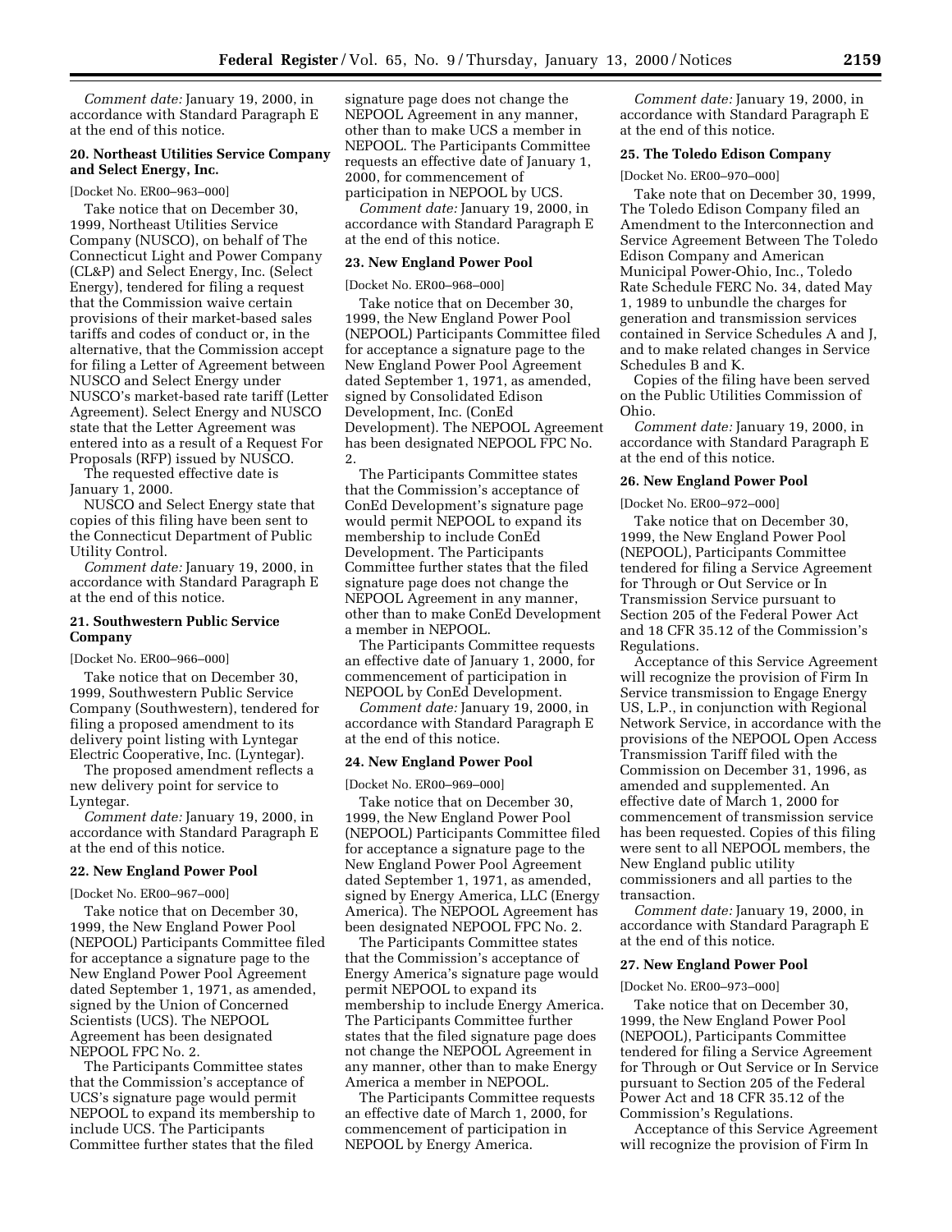*Comment date:* January 19, 2000, in accordance with Standard Paragraph E at the end of this notice.

**20. Northeast Utilities Service Company and Select Energy, Inc.**

[Docket No. ER00–963–000]

Take notice that on December 30, 1999, Northeast Utilities Service Company (NUSCO), on behalf of The Connecticut Light and Power Company (CL&P) and Select Energy, Inc. (Select Energy), tendered for filing a request that the Commission waive certain provisions of their market-based sales tariffs and codes of conduct or, in the alternative, that the Commission accept for filing a Letter of Agreement between NUSCO and Select Energy under NUSCO's market-based rate tariff (Letter Agreement). Select Energy and NUSCO state that the Letter Agreement was entered into as a result of a Request For Proposals (RFP) issued by NUSCO.

The requested effective date is January 1, 2000.

NUSCO and Select Energy state that copies of this filing have been sent to the Connecticut Department of Public Utility Control.

*Comment date:* January 19, 2000, in accordance with Standard Paragraph E at the end of this notice.

**21. Southwestern Public Service Company**

[Docket No. ER00–966–000]

Take notice that on December 30, 1999, Southwestern Public Service Company (Southwestern), tendered for filing a proposed amendment to its delivery point listing with Lyntegar Electric Cooperative, Inc. (Lyntegar).

The proposed amendment reflects a new delivery point for service to Lyntegar.

*Comment date:* January 19, 2000, in accordance with Standard Paragraph E at the end of this notice.

**22. New England Power Pool**

[Docket No. ER00–967–000]

Take notice that on December 30, 1999, the New England Power Pool (NEPOOL) Participants Committee filed for acceptance a signature page to the New England Power Pool Agreement dated September 1, 1971, as amended, signed by the Union of Concerned Scientists (UCS). The NEPOOL Agreement has been designated NEPOOL FPC No. 2.

The Participants Committee states that the Commission's acceptance of UCS's signature page would permit NEPOOL to expand its membership to include UCS. The Participants Committee further states that the filed signature page does not change the NEPOOL Agreement in any manner, other than to make UCS a member in NEPOOL. The Participants Committee requests an effective date of January 1, 2000, for commencement of participation in NEPOOL by UCS.

*Comment date:* January 19, 2000, in accordance with Standard Paragraph E at the end of this notice.

**23. New England Power Pool**

[Docket No. ER00–968–000]

Take notice that on December 30, 1999, the New England Power Pool (NEPOOL) Participants Committee filed for acceptance a signature page to the New England Power Pool Agreement dated September 1, 1971, as amended, signed by Consolidated Edison Development, Inc. (ConEd Development). The NEPOOL Agreement has been designated NEPOOL FPC No. 2.

The Participants Committee states that the Commission's acceptance of ConEd Development's signature page would permit NEPOOL to expand its membership to include ConEd Development. The Participants Committee further states that the filed signature page does not change the NEPOOL Agreement in any manner, other than to make ConEd Development a member in NEPOOL.

The Participants Committee requests an effective date of January 1, 2000, for commencement of participation in NEPOOL by ConEd Development.

*Comment date:* January 19, 2000, in accordance with Standard Paragraph E at the end of this notice.

**24. New England Power Pool**

[Docket No. ER00–969–000]

Take notice that on December 30, 1999, the New England Power Pool (NEPOOL) Participants Committee filed for acceptance a signature page to the New England Power Pool Agreement dated September 1, 1971, as amended, signed by Energy America, LLC (Energy America). The NEPOOL Agreement has been designated NEPOOL FPC No. 2.

The Participants Committee states that the Commission's acceptance of Energy America's signature page would permit NEPOOL to expand its membership to include Energy America. The Participants Committee further states that the filed signature page does not change the NEPOOL Agreement in any manner, other than to make Energy America a member in NEPOOL.

The Participants Committee requests an effective date of March 1, 2000, for commencement of participation in NEPOOL by Energy America.

*Comment date:* January 19, 2000, in accordance with Standard Paragraph E at the end of this notice.

**25. The Toledo Edison Company**

[Docket No. ER00–970–000]

Take note that on December 30, 1999, The Toledo Edison Company filed an Amendment to the Interconnection and Service Agreement Between The Toledo Edison Company and American Municipal Power-Ohio, Inc., Toledo Rate Schedule FERC No. 34, dated May 1, 1989 to unbundle the charges for generation and transmission services contained in Service Schedules A and J, and to make related changes in Service Schedules B and K.

Copies of the filing have been served on the Public Utilities Commission of Ohio.

*Comment date:* January 19, 2000, in accordance with Standard Paragraph E at the end of this notice.

**26. New England Power Pool**

[Docket No. ER00–972–000]

Take notice that on December 30, 1999, the New England Power Pool (NEPOOL), Participants Committee tendered for filing a Service Agreement for Through or Out Service or In Transmission Service pursuant to Section 205 of the Federal Power Act and 18 CFR 35.12 of the Commission's Regulations.

Acceptance of this Service Agreement will recognize the provision of Firm In Service transmission to Engage Energy US, L.P., in conjunction with Regional Network Service, in accordance with the provisions of the NEPOOL Open Access Transmission Tariff filed with the Commission on December 31, 1996, as amended and supplemented. An effective date of March 1, 2000 for commencement of transmission service has been requested. Copies of this filing were sent to all NEPOOL members, the New England public utility commissioners and all parties to the transaction.

*Comment date:* January 19, 2000, in accordance with Standard Paragraph E at the end of this notice.

**27. New England Power Pool**

[Docket No. ER00–973–000]

Take notice that on December 30, 1999, the New England Power Pool (NEPOOL), Participants Committee tendered for filing a Service Agreement for Through or Out Service or In Service pursuant to Section 205 of the Federal Power Act and 18 CFR 35.12 of the Commission's Regulations.

Acceptance of this Service Agreement will recognize the provision of Firm In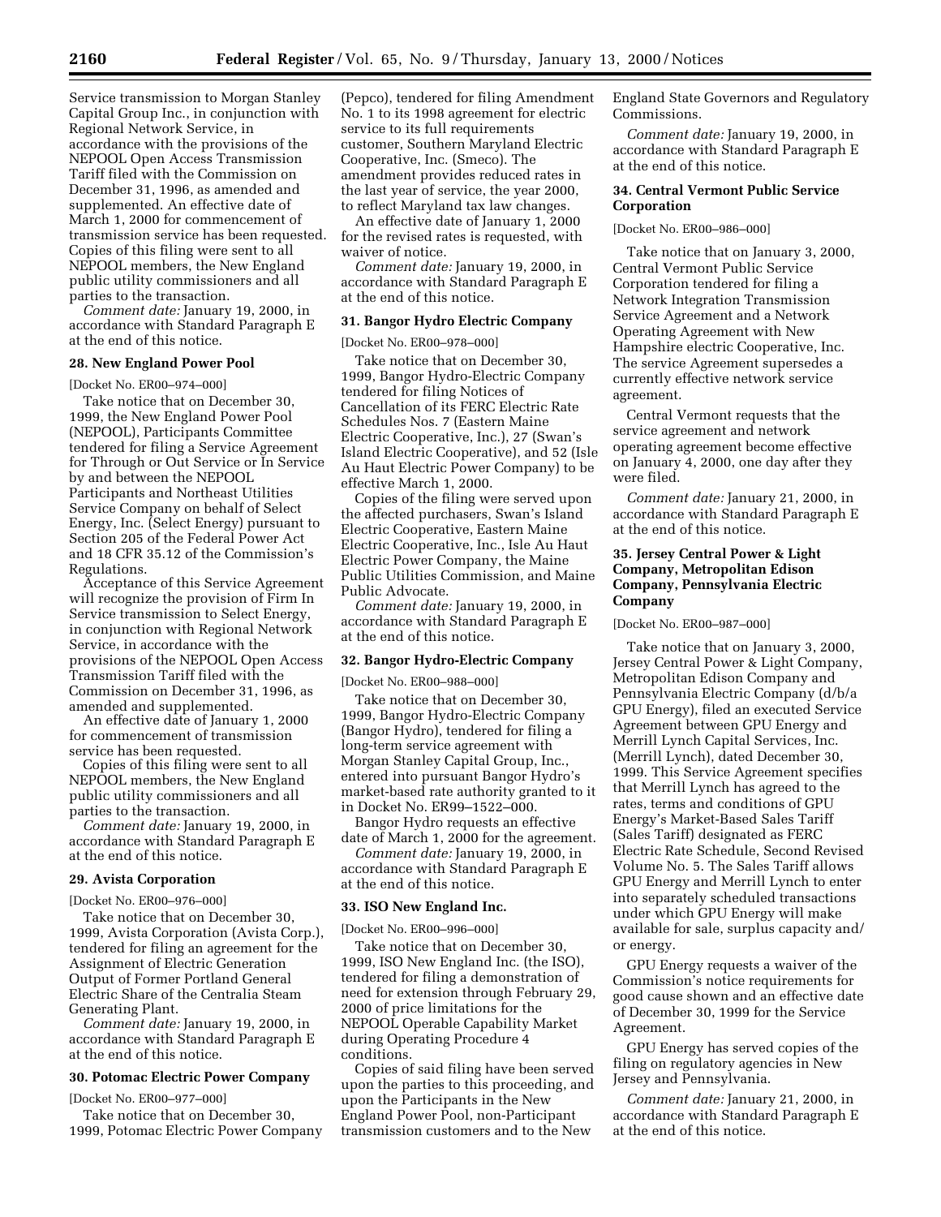Service transmission to Morgan Stanley Capital Group Inc., in conjunction with Regional Network Service, in accordance with the provisions of the NEPOOL Open Access Transmission Tariff filed with the Commission on December 31, 1996, as amended and supplemented. An effective date of March 1, 2000 for commencement of transmission service has been requested. Copies of this filing were sent to all NEPOOL members, the New England public utility commissioners and all parties to the transaction.

*Comment date:* January 19, 2000, in accordance with Standard Paragraph E at the end of this notice.

### 28. New England Power Pool

[Docket No. ER00–974–000]

Take notice that on December 30, 1999, the New England Power Pool (NEPOOL), Participants Committee tendered for filing a Service Agreement for Through or Out Service or In Service by and between the NEPOOL Participants and Northeast Utilities Service Company on behalf of Select Energy, Inc. (Select Energy) pursuant to Section 205 of the Federal Power Act and 18 CFR 35.12 of the Commission's Regulations.

Acceptance of this Service Agreement will recognize the provision of Firm In Service transmission to Select Energy, in conjunction with Regional Network Service, in accordance with the provisions of the NEPOOL Open Access Transmission Tariff filed with the Commission on December 31, 1996, as amended and supplemented.

An effective date of January 1, 2000 for commencement of transmission service has been requested.

Copies of this filing were sent to all NEPOOL members, the New England public utility commissioners and all parties to the transaction.

*Comment date:* January 19, 2000, in accordance with Standard Paragraph E at the end of this notice.

### 29. Avista Corporation

[Docket No. ER00–976–000]

Take notice that on December 30, 1999, Avista Corporation (Avista Corp.), tendered for filing an agreement for the Assignment of Electric Generation Output of Former Portland General Electric Share of the Centralia Steam Generating Plant.

*Comment date:* January 19, 2000, in accordance with Standard Paragraph E at the end of this notice.

### 30. Potomac Electric Power Company

[Docket No. ER00–977–000]

Take notice that on December 30, 1999, Potomac Electric Power Company (Pepco), tendered for filing Amendment No. 1 to its 1998 agreement for electric service to its full requirements customer, Southern Maryland Electric Cooperative, Inc. (Smeco). The amendment provides reduced rates in the last year of service, the year 2000, to reflect Maryland tax law changes.

An effective date of January 1, 2000 for the revised rates is requested, with waiver of notice.

*Comment date:* January 19, 2000, in accordance with Standard Paragraph E at the end of this notice.

### 31. Bangor Hydro Electric Company

[Docket No. ER00–978–000]

Take notice that on December 30, 1999, Bangor Hydro-Electric Company tendered for filing Notices of Cancellation of its FERC Electric Rate Schedules Nos. 7 (Eastern Maine Electric Cooperative, Inc.), 27 (Swan's Island Electric Cooperative), and 52 (Isle Au Haut Electric Power Company) to be effective March 1, 2000.

Copies of the filing were served upon the affected purchasers, Swan's Island Electric Cooperative, Eastern Maine Electric Cooperative, Inc., Isle Au Haut Electric Power Company, the Maine Public Utilities Commission, and Maine Public Advocate.

*Comment date:* January 19, 2000, in accordance with Standard Paragraph E at the end of this notice.

### 32. Bangor Hydro-Electric Company

[Docket No. ER00–988–000]

Take notice that on December 30, 1999, Bangor Hydro-Electric Company (Bangor Hydro), tendered for filing a long-term service agreement with Morgan Stanley Capital Group, Inc., entered into pursuant Bangor Hydro's market-based rate authority granted to it in Docket No. ER99–1522–000.

Bangor Hydro requests an effective date of March 1, 2000 for the agreement.

*Comment date:* January 19, 2000, in accordance with Standard Paragraph E at the end of this notice.

### 33. ISO New England Inc.

[Docket No. ER00–996–000]

Take notice that on December 30, 1999, ISO New England Inc. (the ISO), tendered for filing a demonstration of need for extension through February 29, 2000 of price limitations for the NEPOOL Operable Capability Market during Operating Procedure 4 conditions.

Copies of said filing have been served upon the parties to this proceeding, and upon the Participants in the New England Power Pool, non-Participant transmission customers and to the New England State Governors and Regulatory Commissions.

*Comment date:* January 19, 2000, in accordance with Standard Paragraph E at the end of this notice.

### 34. Central Vermont Public Service Corporation

[Docket No. ER00–986–000]

Take notice that on January 3, 2000, Central Vermont Public Service Corporation tendered for filing a Network Integration Transmission Service Agreement and a Network Operating Agreement with New Hampshire electric Cooperative, Inc. The service Agreement supersedes a currently effective network service agreement.

Central Vermont requests that the service agreement and network operating agreement become effective on January 4, 2000, one day after they were filed.

*Comment date:* January 21, 2000, in accordance with Standard Paragraph E at the end of this notice.

### 35. Jersey Central Power & Light Company, Metropolitan Edison Company, Pennsylvania Electric Company

[Docket No. ER00–987–000]

Take notice that on January 3, 2000, Jersey Central Power & Light Company, Metropolitan Edison Company and Pennsylvania Electric Company (d/b/a GPU Energy), filed an executed Service Agreement between GPU Energy and Merrill Lynch Capital Services, Inc. (Merrill Lynch), dated December 30, 1999. This Service Agreement specifies that Merrill Lynch has agreed to the rates, terms and conditions of GPU Energy's Market-Based Sales Tariff (Sales Tariff) designated as FERC Electric Rate Schedule, Second Revised Volume No. 5. The Sales Tariff allows GPU Energy and Merrill Lynch to enter into separately scheduled transactions under which GPU Energy will make available for sale, surplus capacity and/or energy.

GPU Energy requests a waiver of the Commission's notice requirements for good cause shown and an effective date of December 30, 1999 for the Service Agreement.

GPU Energy has served copies of the filing on regulatory agencies in New Jersey and Pennsylvania.

*Comment date:* January 21, 2000, in accordance with Standard Paragraph E at the end of this notice.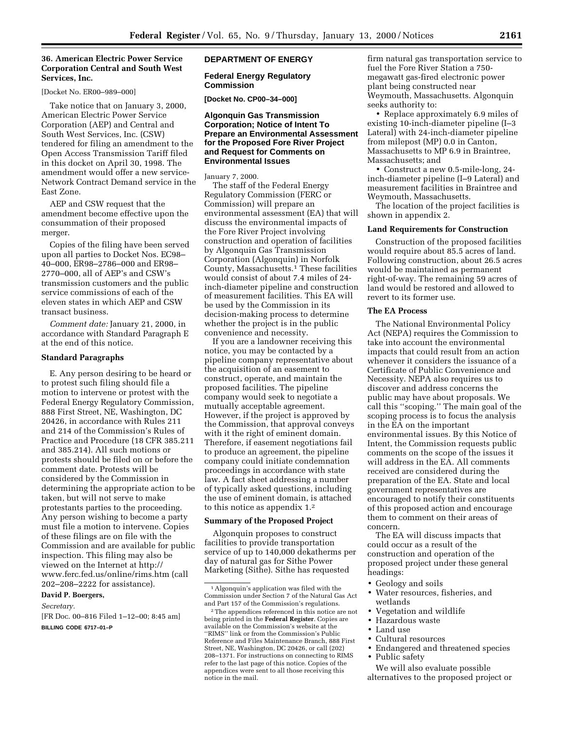### 36. American Electric Power Service Corporation Central and South West Services, Inc.

[Docket No. ER00–989–000]

Take notice that on January 3, 2000, American Electric Power Service Corporation (AEP) and Central and South West Services, Inc. (CSW) tendered for filing an amendment to the Open Access Transmission Tariff filed in this docket on April 30, 1998. The amendment would offer a new service-Network Contract Demand service in the East Zone.

AEP and CSW request that the amendment become effective upon the consummation of their proposed merger.

Copies of the filing have been served upon all parties to Docket Nos. EC98–40–000, ER98–2786–000 and ER98–2770–000, all of AEP's and CSW's transmission customers and the public service commissions of each of the eleven states in which AEP and CSW transact business.

*Comment date:* January 21, 2000, in accordance with Standard Paragraph E at the end of this notice.

### Standard Paragraphs

E. Any person desiring to be heard or to protest such filing should file a motion to intervene or protest with the Federal Energy Regulatory Commission, 888 First Street, NE, Washington, DC 20426, in accordance with Rules 211 and 214 of the Commission's Rules of Practice and Procedure (18 CFR 385.211 and 385.214). All such motions or protests should be filed on or before the comment date. Protests will be considered by the Commission in determining the appropriate action to be taken, but will not serve to make protestants parties to the proceeding. Any person wishing to become a party must file a motion to intervene. Copies of these filings are on file with the Commission and are available for public inspection. This filing may also be viewed on the Internet at http://www.ferc.fed.us/online/rims.htm (call 202–208–2222 for assistance).

**David P. Boergers,**

*Secretary.*

[FR Doc. 00–816 Filed 1–12–00; 8:45 am]

**BILLING CODE 6717–01–P**

## DEPARTMENT OF ENERGY

### Federal Energy Regulatory Commission

**[Docket No. CP00–34–000]**

### Algonquin Gas Transmission Corporation; Notice of Intent To Prepare an Environmental Assessment for the Proposed Fore River Project and Request for Comments on Environmental Issues

January 7, 2000.

The staff of the Federal Energy Regulatory Commission (FERC or Commission) will prepare an environmental assessment (EA) that will discuss the environmental impacts of the Fore River Project involving construction and operation of facilities by Algonquin Gas Transmission Corporation (Algonquin) in Norfolk County, Massachusetts.[1] These facilities would consist of about 7.4 miles of 24-inch-diameter pipeline and construction of measurement facilities. This EA will be used by the Commission in its decision-making process to determine whether the project is in the public convenience and necessity.

If you are a landowner receiving this notice, you may be contacted by a pipeline company representative about the acquisition of an easement to construct, operate, and maintain the proposed facilities. The pipeline company would seek to negotiate a mutually acceptable agreement. However, if the project is approved by the Commission, that approval conveys with it the right of eminent domain. Therefore, if easement negotiations fail to produce an agreement, the pipeline company could initiate condemnation proceedings in accordance with state law. A fact sheet addressing a number of typically asked questions, including the use of eminent domain, is attached to this notice as appendix 1.[2]

### Summary of the Proposed Project

Algonquin proposes to construct facilities to provide transportation service of up to 140,000 dekatherms per day of natural gas for Sithe Power Marketing (Sithe). Sithe has requested firm natural gas transportation service to fuel the Fore River Station a 750-megawatt gas-fired electronic power plant being constructed near Weymouth, Massachusetts. Algonquin seeks authority to:

- Replace approximately 6.9 miles of existing 10-inch-diameter pipeline (I–3 Lateral) with 24-inch-diameter pipeline from milepost (MP) 0.0 in Canton, Massachusetts to MP 6.9 in Braintree, Massachusetts; and
- Construct a new 0.5-mile-long, 24-inch-diameter pipeline (I–9 Lateral) and measurement facilities in Braintree and Weymouth, Massachusetts.

The location of the project facilities is shown in appendix 2.

### Land Requirements for Construction

Construction of the proposed facilities would require about 85.5 acres of land. Following construction, about 26.5 acres would be maintained as permanent right-of-way. The remaining 59 acres of land would be restored and allowed to revert to its former use.

### The EA Process

The National Environmental Policy Act (NEPA) requires the Commission to take into account the environmental impacts that could result from an action whenever it considers the issuance of a Certificate of Public Convenience and Necessity. NEPA also requires us to discover and address concerns the public may have about proposals. We call this "scoping." The main goal of the scoping process is to focus the analysis in the EA on the important environmental issues. By this Notice of Intent, the Commission requests public comments on the scope of the issues it will address in the EA. All comments received are considered during the preparation of the EA. State and local government representatives are encouraged to notify their constituents of this proposed action and encourage them to comment on their areas of concern.

The EA will discuss impacts that could occur as a result of the construction and operation of the proposed project under these general headings:

- Geology and soils
- Water resources, fisheries, and wetlands
- Vegetation and wildlife
- Hazardous waste
- Land use
- Cultural resources
- Endangered and threatened species
- Public safety

We will also evaluate possible alternatives to the proposed project or

---

[1] Algonquin's application was filed with the Commission under Section 7 of the Natural Gas Act and Part 157 of the Commission's regulations.

[2] The appendices referenced in this notice are not being printed in the **Federal Register**. Copies are available on the Commission's website at the "RIMS" link or from the Commission's Public Reference and Files Maintenance Branch, 888 First Street, NE, Washington, DC 20426, or call (202) 208–1371. For instructions on connecting to RIMS refer to the last page of this notice. Copies of the appendices were sent to all those receiving this notice in the mail.